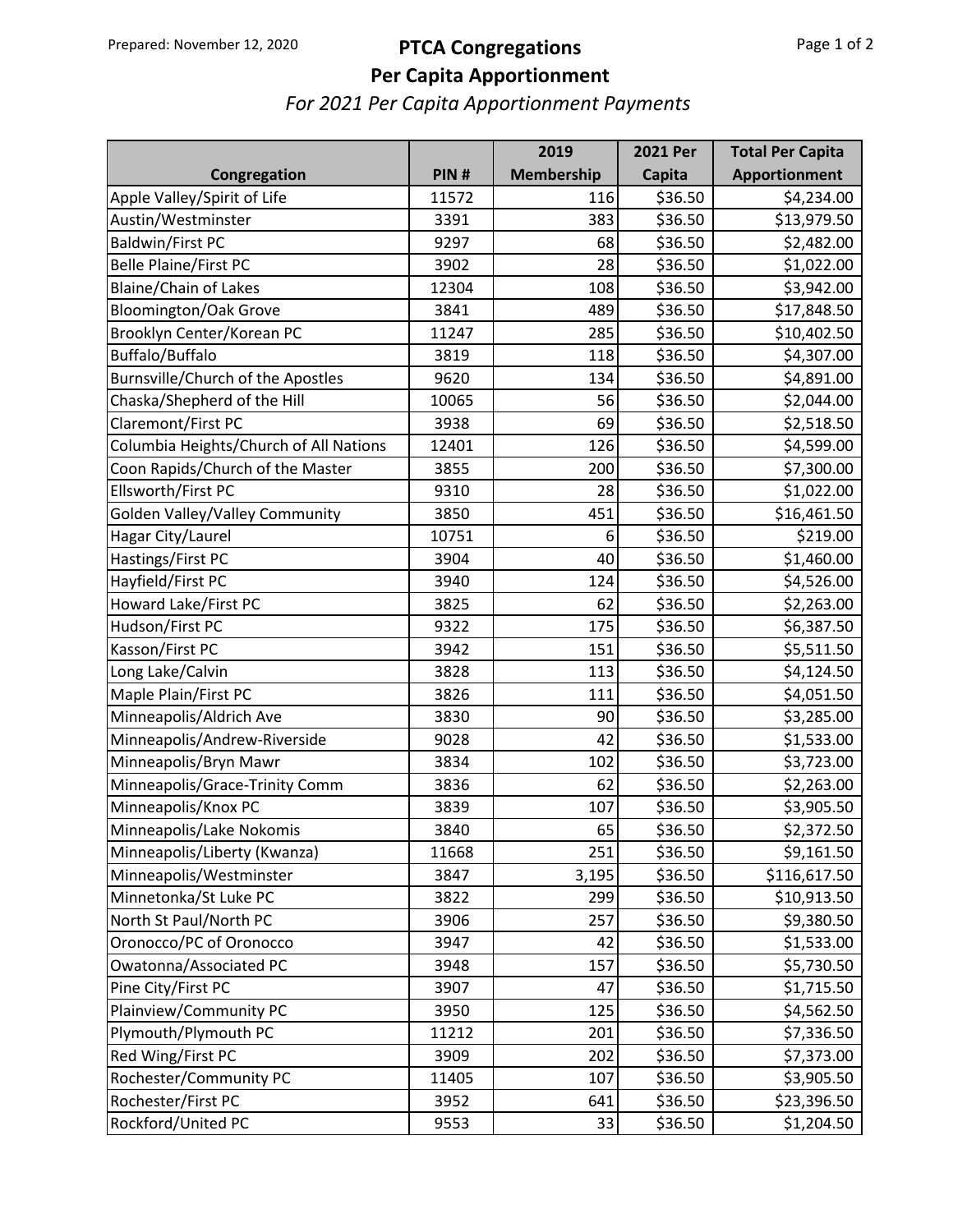Prepared: November 12, 2020

# PTCA Congregations
## Per Capita Apportionment
*For 2021 Per Capita Apportionment Payments*

| Congregation | PIN # | 2019 Membership | 2021 Per Capita | Total Per Capita Apportionment |
|---|---|---|---|---|
| Apple Valley/Spirit of Life | 11572 | 116 | $36.50 | $4,234.00 |
| Austin/Westminster | 3391 | 383 | $36.50 | $13,979.50 |
| Baldwin/First PC | 9297 | 68 | $36.50 | $2,482.00 |
| Belle Plaine/First PC | 3902 | 28 | $36.50 | $1,022.00 |
| Blaine/Chain of Lakes | 12304 | 108 | $36.50 | $3,942.00 |
| Bloomington/Oak Grove | 3841 | 489 | $36.50 | $17,848.50 |
| Brooklyn Center/Korean PC | 11247 | 285 | $36.50 | $10,402.50 |
| Buffalo/Buffalo | 3819 | 118 | $36.50 | $4,307.00 |
| Burnsville/Church of the Apostles | 9620 | 134 | $36.50 | $4,891.00 |
| Chaska/Shepherd of the Hill | 10065 | 56 | $36.50 | $2,044.00 |
| Claremont/First PC | 3938 | 69 | $36.50 | $2,518.50 |
| Columbia Heights/Church of All Nations | 12401 | 126 | $36.50 | $4,599.00 |
| Coon Rapids/Church of the Master | 3855 | 200 | $36.50 | $7,300.00 |
| Ellsworth/First PC | 9310 | 28 | $36.50 | $1,022.00 |
| Golden Valley/Valley Community | 3850 | 451 | $36.50 | $16,461.50 |
| Hagar City/Laurel | 10751 | 6 | $36.50 | $219.00 |
| Hastings/First PC | 3904 | 40 | $36.50 | $1,460.00 |
| Hayfield/First PC | 3940 | 124 | $36.50 | $4,526.00 |
| Howard Lake/First PC | 3825 | 62 | $36.50 | $2,263.00 |
| Hudson/First PC | 9322 | 175 | $36.50 | $6,387.50 |
| Kasson/First PC | 3942 | 151 | $36.50 | $5,511.50 |
| Long Lake/Calvin | 3828 | 113 | $36.50 | $4,124.50 |
| Maple Plain/First PC | 3826 | 111 | $36.50 | $4,051.50 |
| Minneapolis/Aldrich Ave | 3830 | 90 | $36.50 | $3,285.00 |
| Minneapolis/Andrew-Riverside | 9028 | 42 | $36.50 | $1,533.00 |
| Minneapolis/Bryn Mawr | 3834 | 102 | $36.50 | $3,723.00 |
| Minneapolis/Grace-Trinity Comm | 3836 | 62 | $36.50 | $2,263.00 |
| Minneapolis/Knox PC | 3839 | 107 | $36.50 | $3,905.50 |
| Minneapolis/Lake Nokomis | 3840 | 65 | $36.50 | $2,372.50 |
| Minneapolis/Liberty (Kwanza) | 11668 | 251 | $36.50 | $9,161.50 |
| Minneapolis/Westminster | 3847 | 3,195 | $36.50 | $116,617.50 |
| Minnetonka/St Luke PC | 3822 | 299 | $36.50 | $10,913.50 |
| North St Paul/North PC | 3906 | 257 | $36.50 | $9,380.50 |
| Oronocco/PC of Oronocco | 3947 | 42 | $36.50 | $1,533.00 |
| Owatonna/Associated PC | 3948 | 157 | $36.50 | $5,730.50 |
| Pine City/First PC | 3907 | 47 | $36.50 | $1,715.50 |
| Plainview/Community PC | 3950 | 125 | $36.50 | $4,562.50 |
| Plymouth/Plymouth PC | 11212 | 201 | $36.50 | $7,336.50 |
| Red Wing/First PC | 3909 | 202 | $36.50 | $7,373.00 |
| Rochester/Community PC | 11405 | 107 | $36.50 | $3,905.50 |
| Rochester/First PC | 3952 | 641 | $36.50 | $23,396.50 |
| Rockford/United PC | 9553 | 33 | $36.50 | $1,204.50 |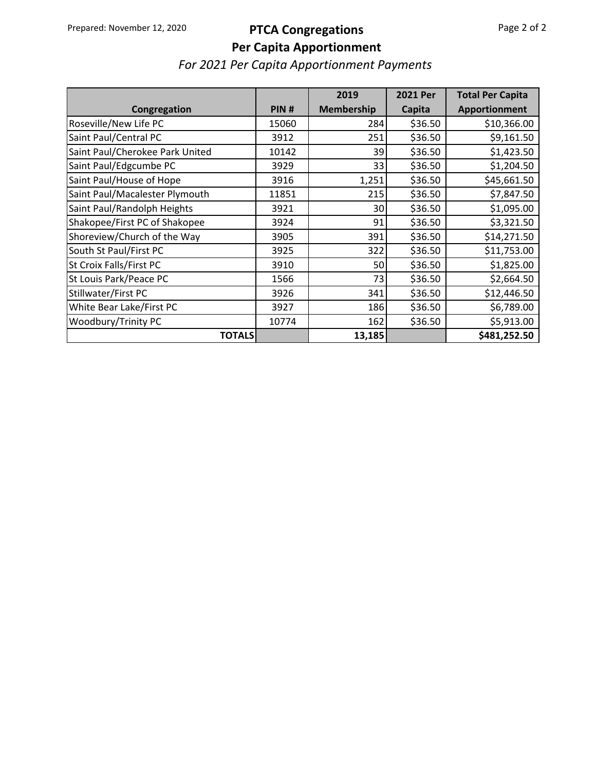# PTCA Congregations

## Per Capita Apportionment

*For 2021 Per Capita Apportionment Payments*

| Congregation | PIN # | 2019 Membership | 2021 Per Capita | Total Per Capita Apportionment |
|---|---|---|---|---|
| Roseville/New Life PC | 15060 | 284 | $36.50 | $10,366.00 |
| Saint Paul/Central PC | 3912 | 251 | $36.50 | $9,161.50 |
| Saint Paul/Cherokee Park United | 10142 | 39 | $36.50 | $1,423.50 |
| Saint Paul/Edgcumbe PC | 3929 | 33 | $36.50 | $1,204.50 |
| Saint Paul/House of Hope | 3916 | 1,251 | $36.50 | $45,661.50 |
| Saint Paul/Macalester Plymouth | 11851 | 215 | $36.50 | $7,847.50 |
| Saint Paul/Randolph Heights | 3921 | 30 | $36.50 | $1,095.00 |
| Shakopee/First PC of Shakopee | 3924 | 91 | $36.50 | $3,321.50 |
| Shoreview/Church of the Way | 3905 | 391 | $36.50 | $14,271.50 |
| South St Paul/First PC | 3925 | 322 | $36.50 | $11,753.00 |
| St Croix Falls/First PC | 3910 | 50 | $36.50 | $1,825.00 |
| St Louis Park/Peace PC | 1566 | 73 | $36.50 | $2,664.50 |
| Stillwater/First PC | 3926 | 341 | $36.50 | $12,446.50 |
| White Bear Lake/First PC | 3927 | 186 | $36.50 | $6,789.00 |
| Woodbury/Trinity PC | 10774 | 162 | $36.50 | $5,913.00 |
| **TOTALS** | | **13,185** | | **$481,252.50** |